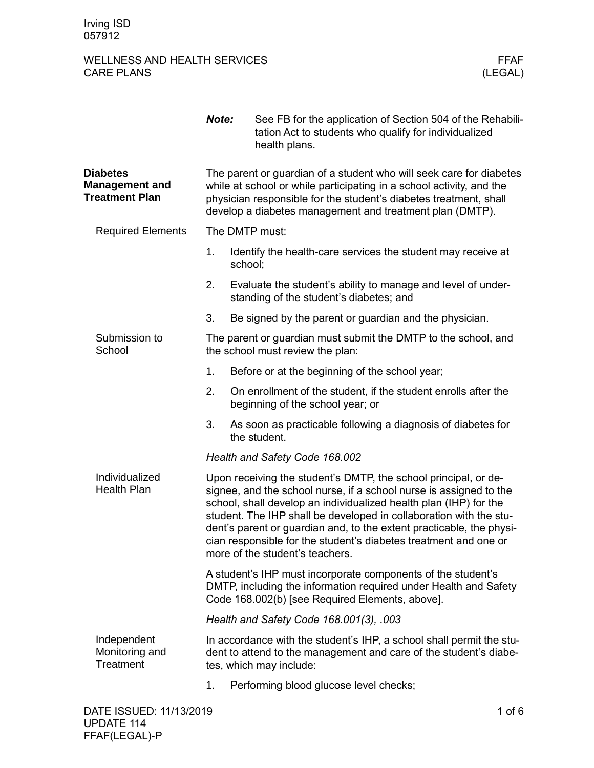*Note:* See FB for the application of Section 504 of the Rehabilitation Act to students who qualify for individualized health plans.

## Diabetes Management and Treatment Plan

The parent or guardian of a student who will seek care for diabetes while at school or while participating in a school activity, and the physician responsible for the student's diabetes treatment, shall develop a diabetes management and treatment plan (DMTP).

### Required Elements

The DMTP must:

1. Identify the health-care services the student may receive at school;
2. Evaluate the student's ability to manage and level of understanding of the student's diabetes; and
3. Be signed by the parent or guardian and the physician.

### Submission to School

The parent or guardian must submit the DMTP to the school, and the school must review the plan:

1. Before or at the beginning of the school year;
2. On enrollment of the student, if the student enrolls after the beginning of the school year; or
3. As soon as practicable following a diagnosis of diabetes for the student.

*Health and Safety Code 168.002*

### Individualized Health Plan

Upon receiving the student's DMTP, the school principal, or designee, and the school nurse, if a school nurse is assigned to the school, shall develop an individualized health plan (IHP) for the student. The IHP shall be developed in collaboration with the student's parent or guardian and, to the extent practicable, the physician responsible for the student's diabetes treatment and one or more of the student's teachers.

A student's IHP must incorporate components of the student's DMTP, including the information required under Health and Safety Code 168.002(b) [see Required Elements, above].

*Health and Safety Code 168.001(3), .003*

### Independent Monitoring and Treatment

In accordance with the student's IHP, a school shall permit the student to attend to the management and care of the student's diabetes, which may include:

1. Performing blood glucose level checks;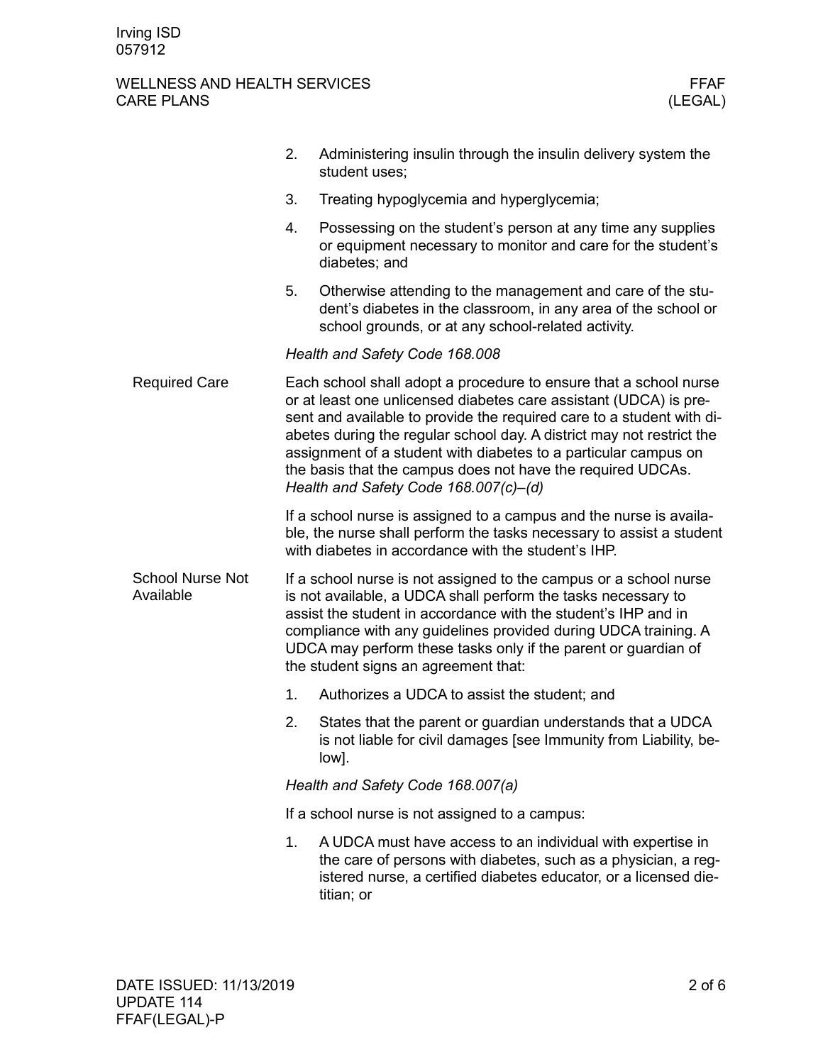2. Administering insulin through the insulin delivery system the student uses;
3. Treating hypoglycemia and hyperglycemia;
4. Possessing on the student's person at any time any supplies or equipment necessary to monitor and care for the student's diabetes; and
5. Otherwise attending to the management and care of the student's diabetes in the classroom, in any area of the school or school grounds, or at any school-related activity.

*Health and Safety Code 168.008*

### Required Care

Each school shall adopt a procedure to ensure that a school nurse or at least one unlicensed diabetes care assistant (UDCA) is present and available to provide the required care to a student with diabetes during the regular school day. A district may not restrict the assignment of a student with diabetes to a particular campus on the basis that the campus does not have the required UDCAs. *Health and Safety Code 168.007(c)–(d)*

If a school nurse is assigned to a campus and the nurse is available, the nurse shall perform the tasks necessary to assist a student with diabetes in accordance with the student's IHP.

### School Nurse Not Available

If a school nurse is not assigned to the campus or a school nurse is not available, a UDCA shall perform the tasks necessary to assist the student in accordance with the student's IHP and in compliance with any guidelines provided during UDCA training. A UDCA may perform these tasks only if the parent or guardian of the student signs an agreement that:

1. Authorizes a UDCA to assist the student; and
2. States that the parent or guardian understands that a UDCA is not liable for civil damages [see Immunity from Liability, below].

*Health and Safety Code 168.007(a)*

If a school nurse is not assigned to a campus:

1. A UDCA must have access to an individual with expertise in the care of persons with diabetes, such as a physician, a registered nurse, a certified diabetes educator, or a licensed dietitian; or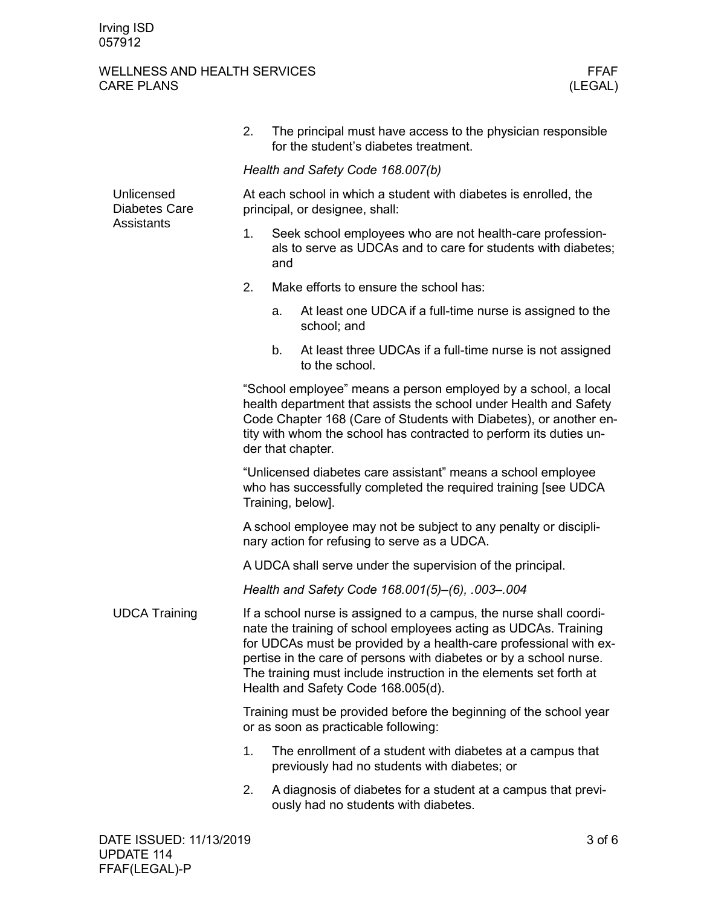2. The principal must have access to the physician responsible for the student's diabetes treatment.

*Health and Safety Code 168.007(b)*

## Unlicensed Diabetes Care Assistants

At each school in which a student with diabetes is enrolled, the principal, or designee, shall:

1. Seek school employees who are not health-care professionals to serve as UDCAs and to care for students with diabetes; and
2. Make efforts to ensure the school has:
    a. At least one UDCA if a full-time nurse is assigned to the school; and
    b. At least three UDCAs if a full-time nurse is not assigned to the school.

"School employee" means a person employed by a school, a local health department that assists the school under Health and Safety Code Chapter 168 (Care of Students with Diabetes), or another entity with whom the school has contracted to perform its duties under that chapter.

"Unlicensed diabetes care assistant" means a school employee who has successfully completed the required training [see UDCA Training, below].

A school employee may not be subject to any penalty or disciplinary action for refusing to serve as a UDCA.

A UDCA shall serve under the supervision of the principal.

*Health and Safety Code 168.001(5)–(6), .003–.004*

## UDCA Training

If a school nurse is assigned to a campus, the nurse shall coordinate the training of school employees acting as UDCAs. Training for UDCAs must be provided by a health-care professional with expertise in the care of persons with diabetes or by a school nurse. The training must include instruction in the elements set forth at Health and Safety Code 168.005(d).

Training must be provided before the beginning of the school year or as soon as practicable following:

1. The enrollment of a student with diabetes at a campus that previously had no students with diabetes; or
2. A diagnosis of diabetes for a student at a campus that previously had no students with diabetes.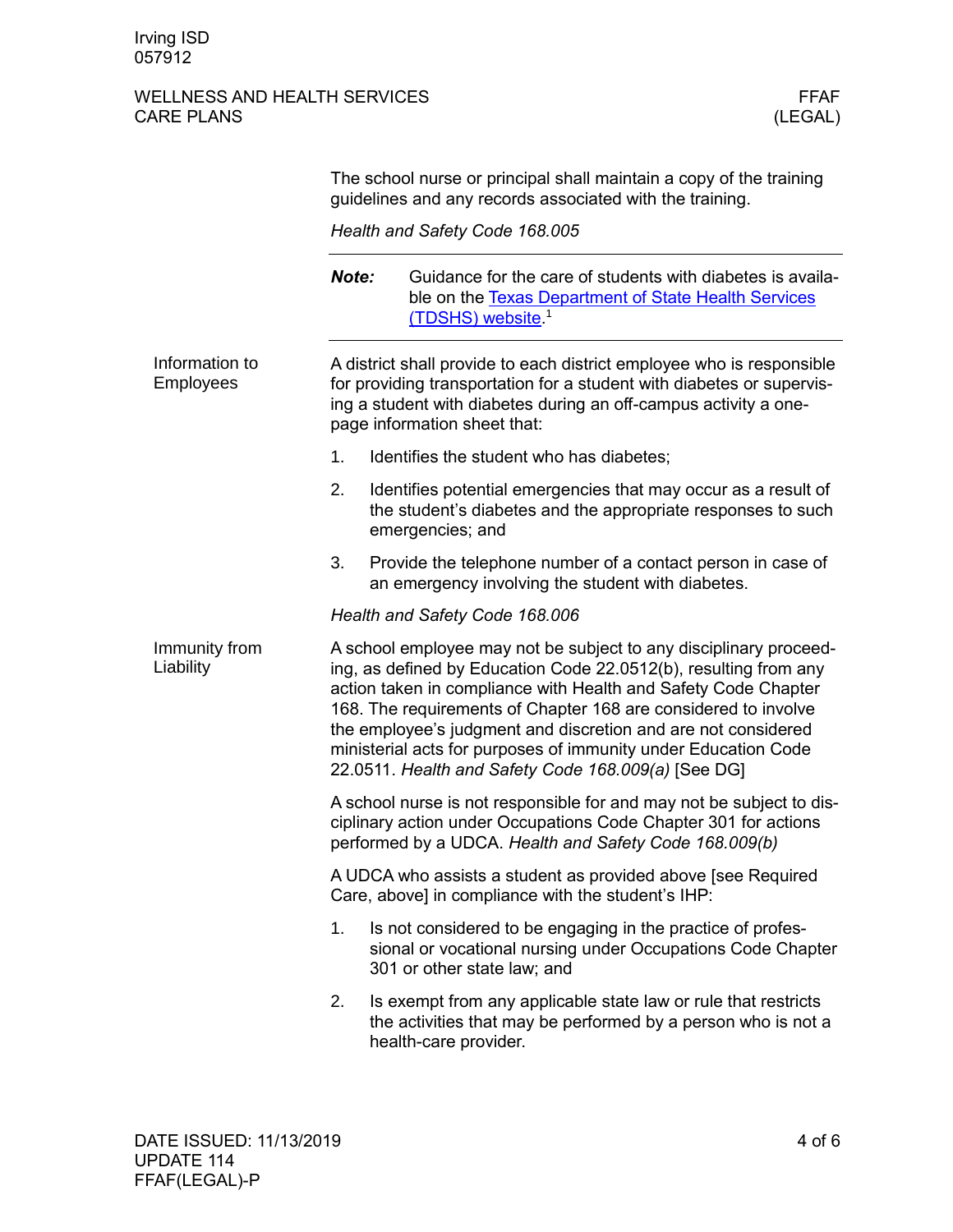The school nurse or principal shall maintain a copy of the training guidelines and any records associated with the training.

*Health and Safety Code 168.005*

---

**Note:** Guidance for the care of students with diabetes is available on the [Texas Department of State Health Services (TDSHS) website](#).[1]

---

### Information to Employees

A district shall provide to each district employee who is responsible for providing transportation for a student with diabetes or supervising a student with diabetes during an off-campus activity a one-page information sheet that:

1. Identifies the student who has diabetes;
2. Identifies potential emergencies that may occur as a result of the student's diabetes and the appropriate responses to such emergencies; and
3. Provide the telephone number of a contact person in case of an emergency involving the student with diabetes.

*Health and Safety Code 168.006*

### Immunity from Liability

A school employee may not be subject to any disciplinary proceeding, as defined by Education Code 22.0512(b), resulting from any action taken in compliance with Health and Safety Code Chapter 168. The requirements of Chapter 168 are considered to involve the employee's judgment and discretion and are not considered ministerial acts for purposes of immunity under Education Code 22.0511. *Health and Safety Code 168.009(a)* [See DG]

A school nurse is not responsible for and may not be subject to disciplinary action under Occupations Code Chapter 301 for actions performed by a UDCA. *Health and Safety Code 168.009(b)*

A UDCA who assists a student as provided above [see Required Care, above] in compliance with the student's IHP:

1. Is not considered to be engaging in the practice of professional or vocational nursing under Occupations Code Chapter 301 or other state law; and
2. Is exempt from any applicable state law or rule that restricts the activities that may be performed by a person who is not a health-care provider.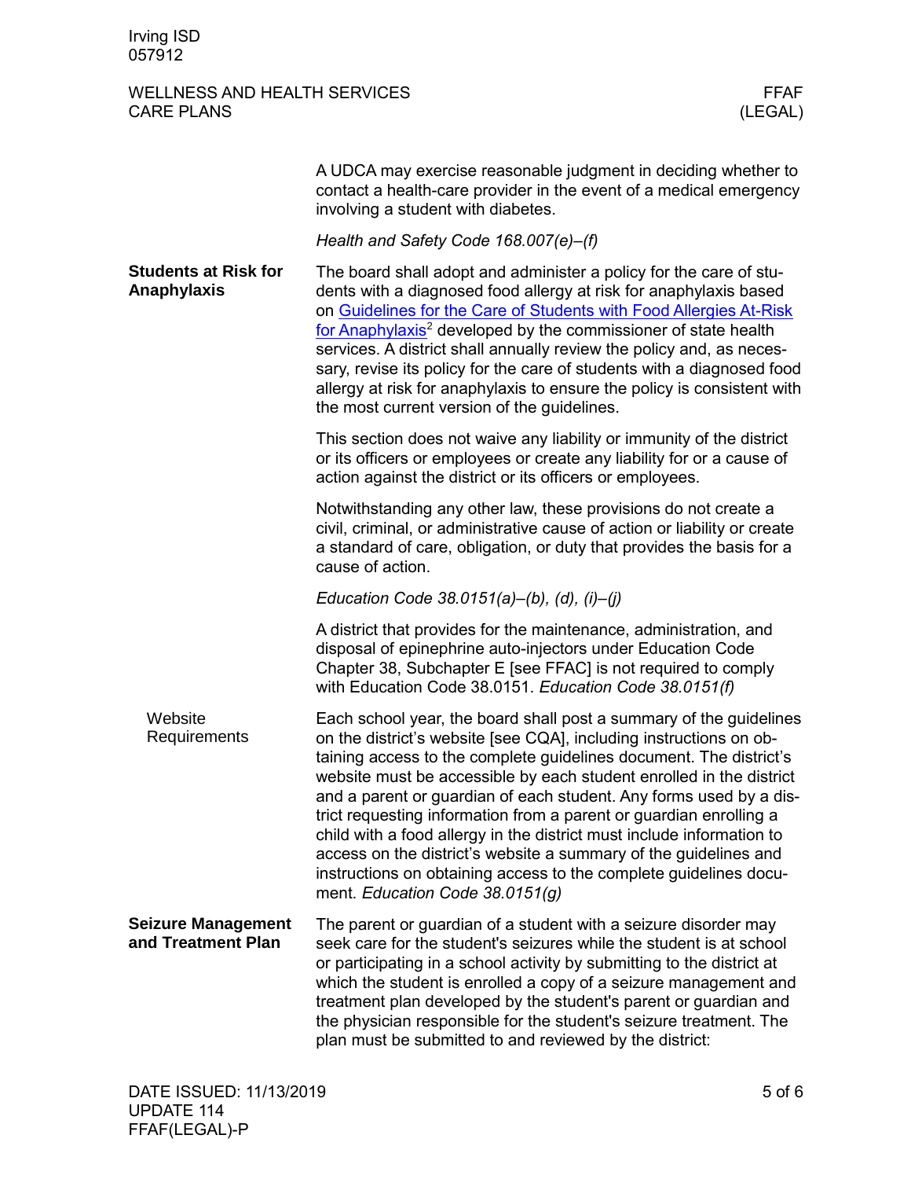A UDCA may exercise reasonable judgment in deciding whether to contact a health-care provider in the event of a medical emergency involving a student with diabetes.

*Health and Safety Code 168.007(e)–(f)*

## Students at Risk for Anaphylaxis

The board shall adopt and administer a policy for the care of students with a diagnosed food allergy at risk for anaphylaxis based on Guidelines for the Care of Students with Food Allergies At-Risk for Anaphylaxis[2] developed by the commissioner of state health services. A district shall annually review the policy and, as necessary, revise its policy for the care of students with a diagnosed food allergy at risk for anaphylaxis to ensure the policy is consistent with the most current version of the guidelines.

This section does not waive any liability or immunity of the district or its officers or employees or create any liability for or a cause of action against the district or its officers or employees.

Notwithstanding any other law, these provisions do not create a civil, criminal, or administrative cause of action or liability or create a standard of care, obligation, or duty that provides the basis for a cause of action.

*Education Code 38.0151(a)–(b), (d), (i)–(j)*

A district that provides for the maintenance, administration, and disposal of epinephrine auto-injectors under Education Code Chapter 38, Subchapter E [see FFAC] is not required to comply with Education Code 38.0151. *Education Code 38.0151(f)*

### Website Requirements

Each school year, the board shall post a summary of the guidelines on the district's website [see CQA], including instructions on obtaining access to the complete guidelines document. The district's website must be accessible by each student enrolled in the district and a parent or guardian of each student. Any forms used by a district requesting information from a parent or guardian enrolling a child with a food allergy in the district must include information to access on the district's website a summary of the guidelines and instructions on obtaining access to the complete guidelines document. *Education Code 38.0151(g)*

## Seizure Management and Treatment Plan

The parent or guardian of a student with a seizure disorder may seek care for the student's seizures while the student is at school or participating in a school activity by submitting to the district at which the student is enrolled a copy of a seizure management and treatment plan developed by the student's parent or guardian and the physician responsible for the student's seizure treatment. The plan must be submitted to and reviewed by the district: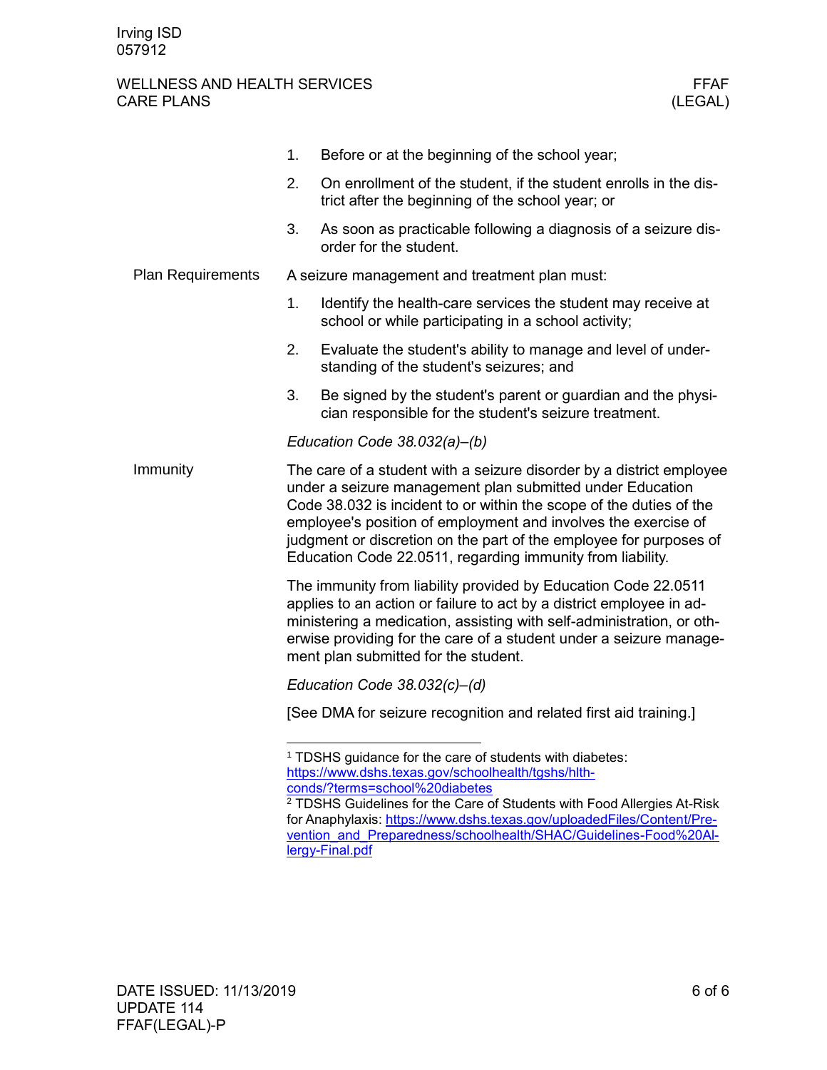1. Before or at the beginning of the school year;
2. On enrollment of the student, if the student enrolls in the district after the beginning of the school year; or
3. As soon as practicable following a diagnosis of a seizure disorder for the student.

### Plan Requirements

A seizure management and treatment plan must:

1. Identify the health-care services the student may receive at school or while participating in a school activity;
2. Evaluate the student's ability to manage and level of understanding of the student's seizures; and
3. Be signed by the student's parent or guardian and the physician responsible for the student's seizure treatment.

*Education Code 38.032(a)–(b)*

### Immunity

The care of a student with a seizure disorder by a district employee under a seizure management plan submitted under Education Code 38.032 is incident to or within the scope of the duties of the employee's position of employment and involves the exercise of judgment or discretion on the part of the employee for purposes of Education Code 22.0511, regarding immunity from liability.

The immunity from liability provided by Education Code 22.0511 applies to an action or failure to act by a district employee in administering a medication, assisting with self-administration, or otherwise providing for the care of a student under a seizure management plan submitted for the student.

*Education Code 38.032(c)–(d)*

[See DMA for seizure recognition and related first aid training.]

---

[1] TDSHS guidance for the care of students with diabetes: https://www.dshs.texas.gov/schoolhealth/tgshs/hlth-conds/?terms=school%20diabetes

[2] TDSHS Guidelines for the Care of Students with Food Allergies At-Risk for Anaphylaxis: https://www.dshs.texas.gov/uploadedFiles/Content/Prevention_and_Preparedness/schoolhealth/SHAC/Guidelines-Food%20Allergy-Final.pdf